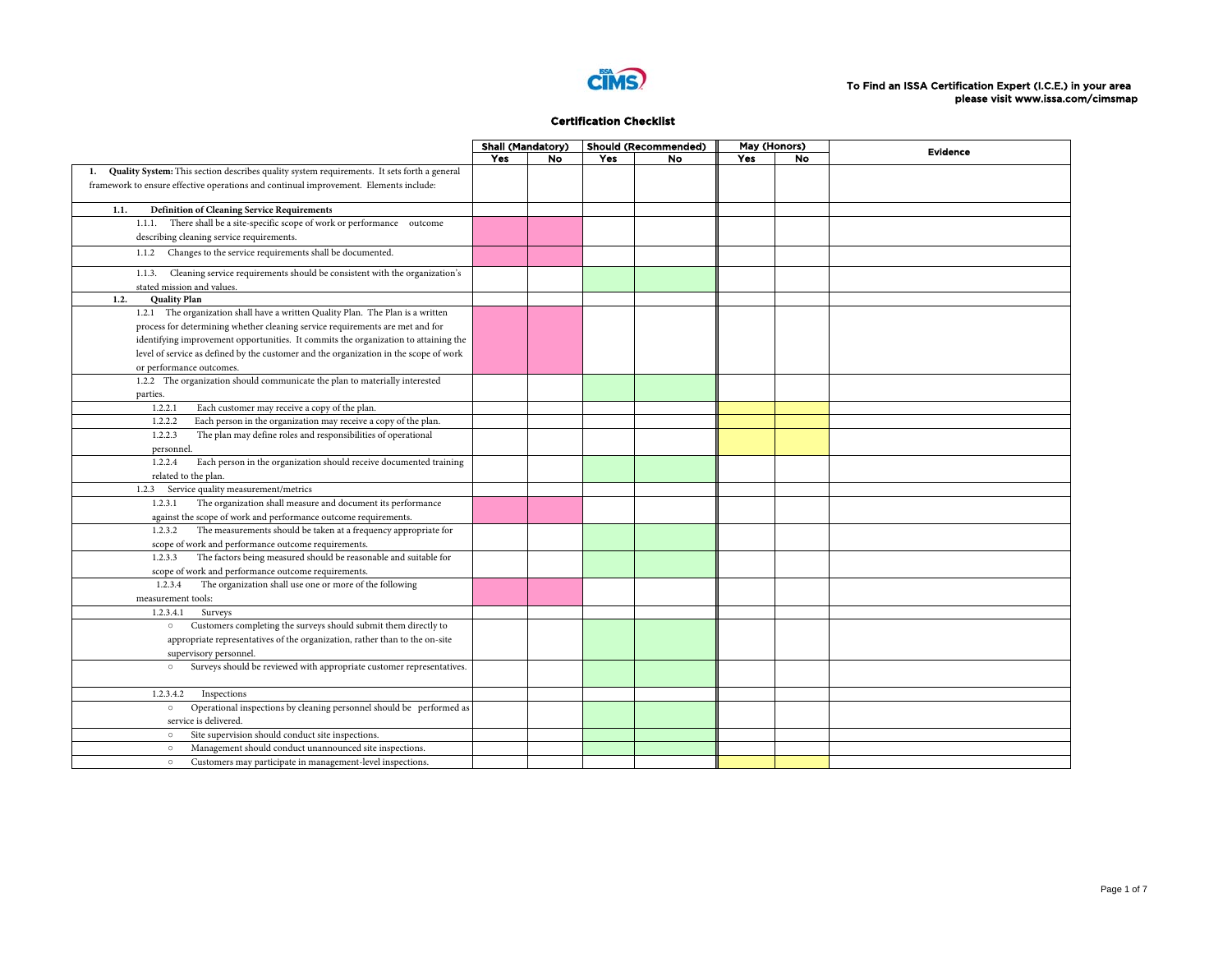To Find an ISSA Certification Expert (I.C.E.) in your area please visit www.issa.com/cimsmap

# Certification Checklist

| | Shall (Mandatory) | | Should (Recommended) | | May (Honors) | | Evidence |
|---|---|---|---|---|---|---|---|
| | Yes | No | Yes | No | Yes | No | |
| **1. Quality System:** This section describes quality system requirements. It sets forth a general framework to ensure effective operations and continual improvement. Elements include: | | | | | | | |
| **1.1. Definition of Cleaning Service Requirements** | | | | | | | |
| 1.1.1. There shall be a site-specific scope of work or performance outcome describing cleaning service requirements. | | | | | | | |
| 1.1.2 Changes to the service requirements shall be documented. | | | | | | | |
| 1.1.3. Cleaning service requirements should be consistent with the organization's stated mission and values. | | | | | | | |
| **1.2. Quality Plan** | | | | | | | |
| 1.2.1 The organization shall have a written Quality Plan. The Plan is a written process for determining whether cleaning service requirements are met and for identifying improvement opportunities. It commits the organization to attaining the level of service as defined by the customer and the organization in the scope of work or performance outcomes. | | | | | | | |
| 1.2.2 The organization should communicate the plan to materially interested parties. | | | | | | | |
| 1.2.2.1 Each customer may receive a copy of the plan. | | | | | | | |
| 1.2.2.2 Each person in the organization may receive a copy of the plan. | | | | | | | |
| 1.2.2.3 The plan may define roles and responsibilities of operational personnel. | | | | | | | |
| 1.2.2.4 Each person in the organization should receive documented training related to the plan. | | | | | | | |
| 1.2.3 Service quality measurement/metrics | | | | | | | |
| 1.2.3.1 The organization shall measure and document its performance against the scope of work and performance outcome requirements. | | | | | | | |
| 1.2.3.2 The measurements should be taken at a frequency appropriate for scope of work and performance outcome requirements. | | | | | | | |
| 1.2.3.3 The factors being measured should be reasonable and suitable for scope of work and performance outcome requirements. | | | | | | | |
| 1.2.3.4 The organization shall use one or more of the following measurement tools: | | | | | | | |
| 1.2.3.4.1 Surveys | | | | | | | |
| ○ Customers completing the surveys should submit them directly to appropriate representatives of the organization, rather than to the on-site supervisory personnel. | | | | | | | |
| ○ Surveys should be reviewed with appropriate customer representatives. | | | | | | | |
| 1.2.3.4.2 Inspections | | | | | | | |
| ○ Operational inspections by cleaning personnel should be performed as service is delivered. | | | | | | | |
| ○ Site supervision should conduct site inspections. | | | | | | | |
| ○ Management should conduct unannounced site inspections. | | | | | | | |
| ○ Customers may participate in management-level inspections. | | | | | | | |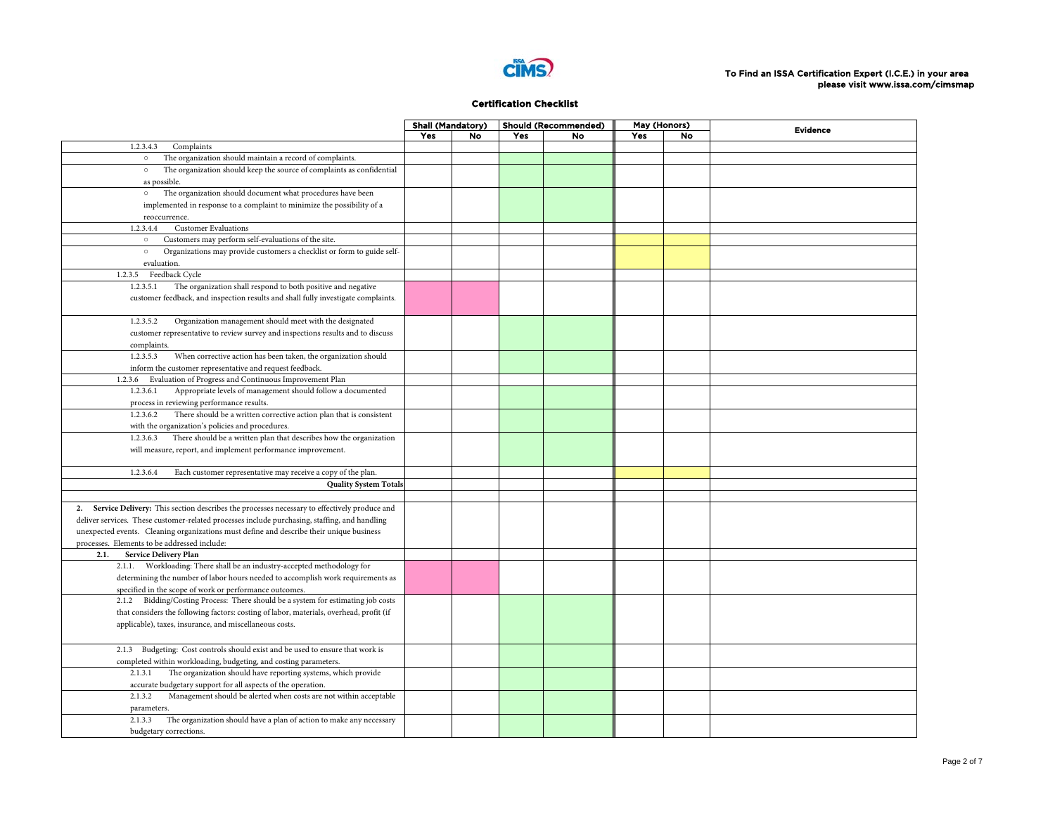To Find an ISSA Certification Expert (I.C.E.) in your area please visit www.issa.com/cimsmap

**Certification Checklist**

| | Shall (Mandatory) | | Should (Recommended) | | May (Honors) | | Evidence |
|---|---|---|---|---|---|---|---|
| | Yes | No | Yes | No | Yes | No | |
| 1.2.3.4.3 Complaints | | | | | | | |
| ○ The organization should maintain a record of complaints. | | | | | | | |
| ○ The organization should keep the source of complaints as confidential as possible. | | | | | | | |
| ○ The organization should document what procedures have been implemented in response to a complaint to minimize the possibility of a reoccurrence. | | | | | | | |
| 1.2.3.4.4 Customer Evaluations | | | | | | | |
| ○ Customers may perform self-evaluations of the site. | | | | | | | |
| ○ Organizations may provide customers a checklist or form to guide self-evaluation. | | | | | | | |
| 1.2.3.5 Feedback Cycle | | | | | | | |
| 1.2.3.5.1 The organization shall respond to both positive and negative customer feedback, and inspection results and shall fully investigate complaints. | | | | | | | |
| 1.2.3.5.2 Organization management should meet with the designated customer representative to review survey and inspections results and to discuss complaints. | | | | | | | |
| 1.2.3.5.3 When corrective action has been taken, the organization should inform the customer representative and request feedback. | | | | | | | |
| 1.2.3.6 Evaluation of Progress and Continuous Improvement Plan | | | | | | | |
| 1.2.3.6.1 Appropriate levels of management should follow a documented process in reviewing performance results. | | | | | | | |
| 1.2.3.6.2 There should be a written corrective action plan that is consistent with the organization's policies and procedures. | | | | | | | |
| 1.2.3.6.3 There should be a written plan that describes how the organization will measure, report, and implement performance improvement. | | | | | | | |
| 1.2.3.6.4 Each customer representative may receive a copy of the plan. | | | | | | | |
| **Quality System Totals** | | | | | | | |
| | | | | | | | |
| **2. Service Delivery:** This section describes the processes necessary to effectively produce and deliver services. These customer-related processes include purchasing, staffing, and handling unexpected events. Cleaning organizations must define and describe their unique business processes. Elements to be addressed include: | | | | | | | |
| **2.1. Service Delivery Plan** | | | | | | | |
| 2.1.1. Workloading: There shall be an industry-accepted methodology for determining the number of labor hours needed to accomplish work requirements as specified in the scope of work or performance outcomes. | | | | | | | |
| 2.1.2 Bidding/Costing Process: There should be a system for estimating job costs that considers the following factors: costing of labor, materials, overhead, profit (if applicable), taxes, insurance, and miscellaneous costs. | | | | | | | |
| 2.1.3 Budgeting: Cost controls should exist and be used to ensure that work is completed within workloading, budgeting, and costing parameters. | | | | | | | |
| 2.1.3.1 The organization should have reporting systems, which provide accurate budgetary support for all aspects of the operation. | | | | | | | |
| 2.1.3.2 Management should be alerted when costs are not within acceptable parameters. | | | | | | | |
| 2.1.3.3 The organization should have a plan of action to make any necessary budgetary corrections. | | | | | | | |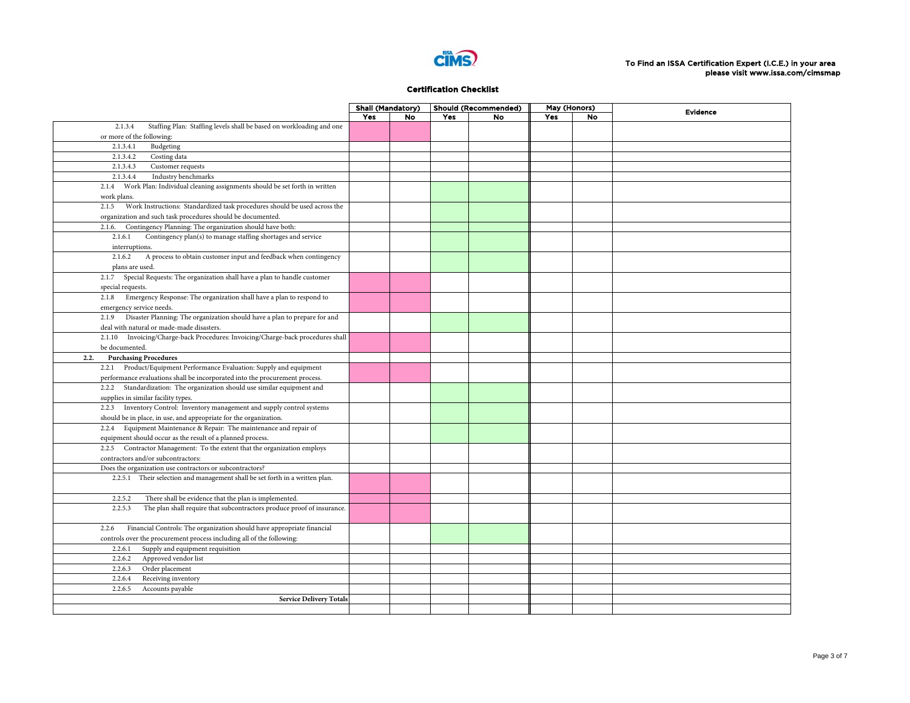To Find an ISSA Certification Expert (I.C.E.) in your area please visit www.issa.com/cimsmap

## Certification Checklist

| | Shall (Mandatory) | | Should (Recommended) | | May (Honors) | | Evidence |
|---|---|---|---|---|---|---|---|
| | Yes | No | Yes | No | Yes | No | |
| 2.1.3.4 Staffing Plan: Staffing levels shall be based on workloading and one or more of the following: | | | | | | | |
| 2.1.3.4.1 Budgeting | | | | | | | |
| 2.1.3.4.2 Costing data | | | | | | | |
| 2.1.3.4.3 Customer requests | | | | | | | |
| 2.1.3.4.4 Industry benchmarks | | | | | | | |
| 2.1.4 Work Plan: Individual cleaning assignments should be set forth in written work plans. | | | | | | | |
| 2.1.5 Work Instructions: Standardized task procedures should be used across the organization and such task procedures should be documented. | | | | | | | |
| 2.1.6. Contingency Planning: The organization should have both: | | | | | | | |
| 2.1.6.1 Contingency plan(s) to manage staffing shortages and service interruptions. | | | | | | | |
| 2.1.6.2 A process to obtain customer input and feedback when contingency plans are used. | | | | | | | |
| 2.1.7 Special Requests: The organization shall have a plan to handle customer special requests. | | | | | | | |
| 2.1.8 Emergency Response: The organization shall have a plan to respond to emergency service needs. | | | | | | | |
| 2.1.9 Disaster Planning: The organization should have a plan to prepare for and deal with natural or made-made disasters. | | | | | | | |
| 2.1.10 Invoicing/Charge-back Procedures: Invoicing/Charge-back procedures shall be documented. | | | | | | | |
| **2.2. Purchasing Procedures** | | | | | | | |
| 2.2.1 Product/Equipment Performance Evaluation: Supply and equipment performance evaluations shall be incorporated into the procurement process. | | | | | | | |
| 2.2.2 Standardization: The organization should use similar equipment and supplies in similar facility types. | | | | | | | |
| 2.2.3 Inventory Control: Inventory management and supply control systems should be in place, in use, and appropriate for the organization. | | | | | | | |
| 2.2.4 Equipment Maintenance & Repair: The maintenance and repair of equipment should occur as the result of a planned process. | | | | | | | |
| 2.2.5 Contractor Management: To the extent that the organization employs contractors and/or subcontractors: | | | | | | | |
| Does the organization use contractors or subcontractors? | | | | | | | |
| 2.2.5.1 Their selection and management shall be set forth in a written plan. | | | | | | | |
| 2.2.5.2 There shall be evidence that the plan is implemented. | | | | | | | |
| 2.2.5.3 The plan shall require that subcontractors produce proof of insurance. | | | | | | | |
| 2.2.6 Financial Controls: The organization should have appropriate financial controls over the procurement process including all of the following: | | | | | | | |
| 2.2.6.1 Supply and equipment requisition | | | | | | | |
| 2.2.6.2 Approved vendor list | | | | | | | |
| 2.2.6.3 Order placement | | | | | | | |
| 2.2.6.4 Receiving inventory | | | | | | | |
| 2.2.6.5 Accounts payable | | | | | | | |
| **Service Delivery Totals** | | | | | | | |
| | | | | | | | |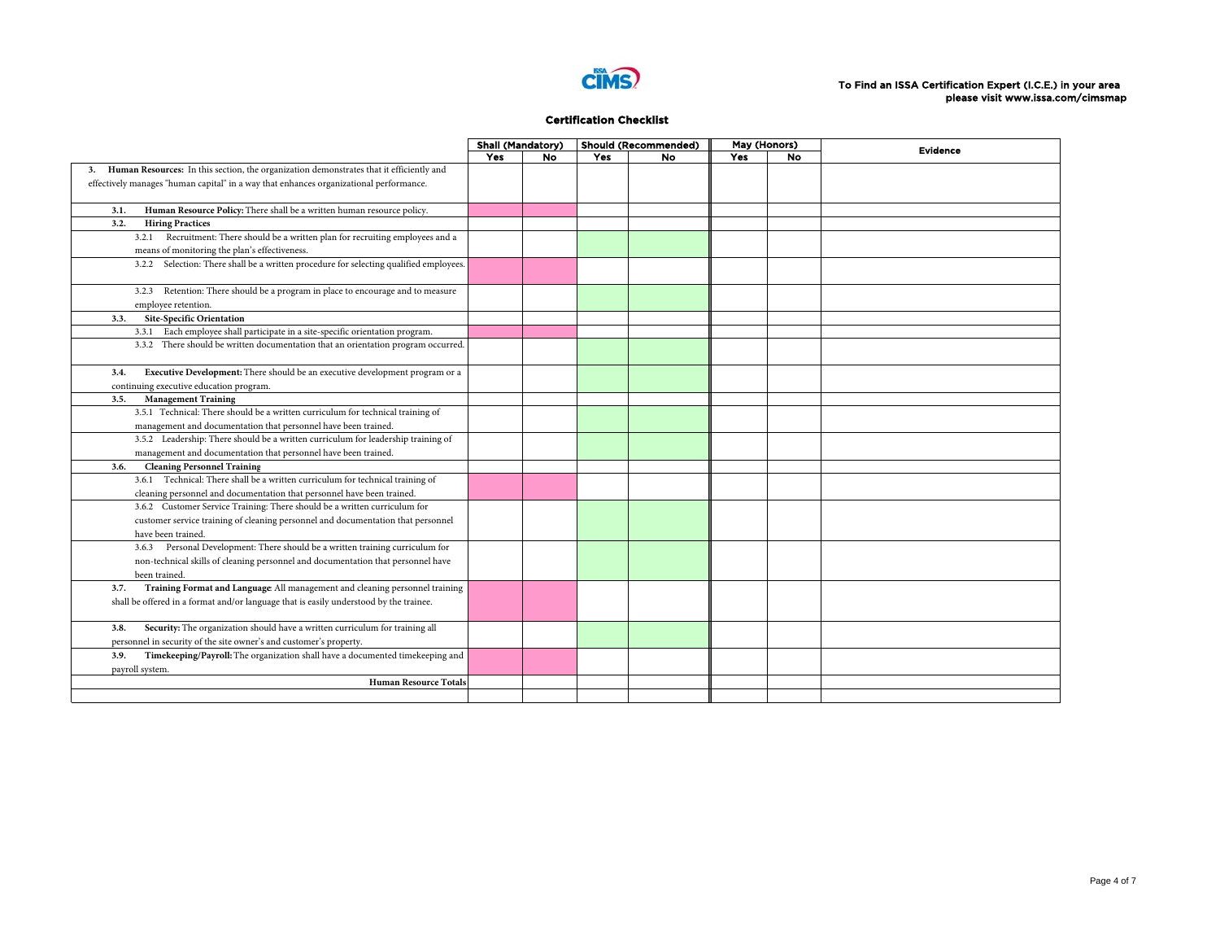To Find an ISSA Certification Expert (I.C.E.) in your area please visit www.issa.com/cimsmap

## Certification Checklist

| | Shall (Mandatory) | | Should (Recommended) | | May (Honors) | | Evidence |
|---|---|---|---|---|---|---|---|
| | Yes | No | Yes | No | Yes | No | |
| **3. Human Resources:** In this section, the organization demonstrates that it efficiently and effectively manages "human capital" in a way that enhances organizational performance. | | | | | | | |
| **3.1. Human Resource Policy:** There shall be a written human resource policy. | | | | | | | |
| **3.2. Hiring Practices** | | | | | | | |
| 3.2.1 Recruitment: There should be a written plan for recruiting employees and a means of monitoring the plan's effectiveness. | | | | | | | |
| 3.2.2 Selection: There shall be a written procedure for selecting qualified employees. | | | | | | | |
| 3.2.3 Retention: There should be a program in place to encourage and to measure employee retention. | | | | | | | |
| **3.3. Site-Specific Orientation** | | | | | | | |
| 3.3.1 Each employee shall participate in a site-specific orientation program. | | | | | | | |
| 3.3.2 There should be written documentation that an orientation program occurred. | | | | | | | |
| **3.4. Executive Development:** There should be an executive development program or a continuing executive education program. | | | | | | | |
| **3.5. Management Training** | | | | | | | |
| 3.5.1 Technical: There should be a written curriculum for technical training of management and documentation that personnel have been trained. | | | | | | | |
| 3.5.2 Leadership: There should be a written curriculum for leadership training of management and documentation that personnel have been trained. | | | | | | | |
| **3.6. Cleaning Personnel Training** | | | | | | | |
| 3.6.1 Technical: There shall be a written curriculum for technical training of cleaning personnel and documentation that personnel have been trained. | | | | | | | |
| 3.6.2 Customer Service Training: There should be a written curriculum for customer service training of cleaning personnel and documentation that personnel have been trained. | | | | | | | |
| 3.6.3 Personal Development: There should be a written training curriculum for non-technical skills of cleaning personnel and documentation that personnel have been trained. | | | | | | | |
| **3.7. Training Format and Language:** All management and cleaning personnel training shall be offered in a format and/or language that is easily understood by the trainee. | | | | | | | |
| **3.8. Security:** The organization should have a written curriculum for training all personnel in security of the site owner's and customer's property. | | | | | | | |
| **3.9. Timekeeping/Payroll:** The organization shall have a documented timekeeping and payroll system. | | | | | | | |
| **Human Resource Totals** | | | | | | | |
| | | | | | | | |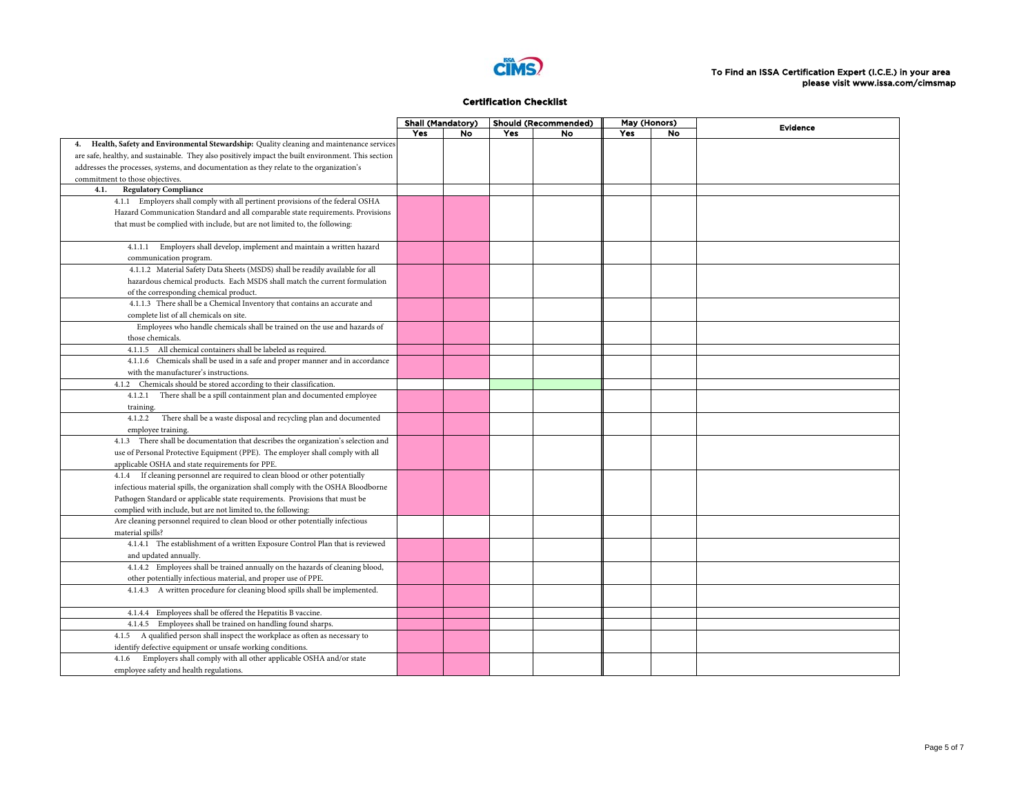To Find an ISSA Certification Expert (I.C.E.) in your area please visit www.issa.com/cimsmap

## Certification Checklist

| | Shall (Mandatory) | | Should (Recommended) | | May (Honors) | | Evidence |
|---|---|---|---|---|---|---|---|
| | Yes | No | Yes | No | Yes | No | |
| **4. Health, Safety and Environmental Stewardship:** Quality cleaning and maintenance services are safe, healthy, and sustainable. They also positively impact the built environment. This section addresses the processes, systems, and documentation as they relate to the organization's commitment to those objectives. | | | | | | | |
| **4.1. Regulatory Compliance** | | | | | | | |
| 4.1.1 Employers shall comply with all pertinent provisions of the federal OSHA Hazard Communication Standard and all comparable state requirements. Provisions that must be complied with include, but are not limited to, the following: | | | | | | | |
| 4.1.1.1 Employers shall develop, implement and maintain a written hazard communication program. | | | | | | | |
| 4.1.1.2 Material Safety Data Sheets (MSDS) shall be readily available for all hazardous chemical products. Each MSDS shall match the current formulation of the corresponding chemical product. | | | | | | | |
| 4.1.1.3 There shall be a Chemical Inventory that contains an accurate and complete list of all chemicals on site. | | | | | | | |
| Employees who handle chemicals shall be trained on the use and hazards of those chemicals. | | | | | | | |
| 4.1.1.5 All chemical containers shall be labeled as required. | | | | | | | |
| 4.1.1.6 Chemicals shall be used in a safe and proper manner and in accordance with the manufacturer's instructions. | | | | | | | |
| 4.1.2 Chemicals should be stored according to their classification. | | | | | | | |
| 4.1.2.1 There shall be a spill containment plan and documented employee training. | | | | | | | |
| 4.1.2.2 There shall be a waste disposal and recycling plan and documented employee training. | | | | | | | |
| 4.1.3 There shall be documentation that describes the organization's selection and use of Personal Protective Equipment (PPE). The employer shall comply with all applicable OSHA and state requirements for PPE. | | | | | | | |
| 4.1.4 If cleaning personnel are required to clean blood or other potentially infectious material spills, the organization shall comply with the OSHA Bloodborne Pathogen Standard or applicable state requirements. Provisions that must be complied with include, but are not limited to, the following: | | | | | | | |
| Are cleaning personnel required to clean blood or other potentially infectious material spills? | | | | | | | |
| 4.1.4.1 The establishment of a written Exposure Control Plan that is reviewed and updated annually. | | | | | | | |
| 4.1.4.2 Employees shall be trained annually on the hazards of cleaning blood, other potentially infectious material, and proper use of PPE. | | | | | | | |
| 4.1.4.3 A written procedure for cleaning blood spills shall be implemented. | | | | | | | |
| 4.1.4.4 Employees shall be offered the Hepatitis B vaccine. | | | | | | | |
| 4.1.4.5 Employees shall be trained on handling found sharps. | | | | | | | |
| 4.1.5 A qualified person shall inspect the workplace as often as necessary to identify defective equipment or unsafe working conditions. | | | | | | | |
| 4.1.6 Employers shall comply with all other applicable OSHA and/or state employee safety and health regulations. | | | | | | | |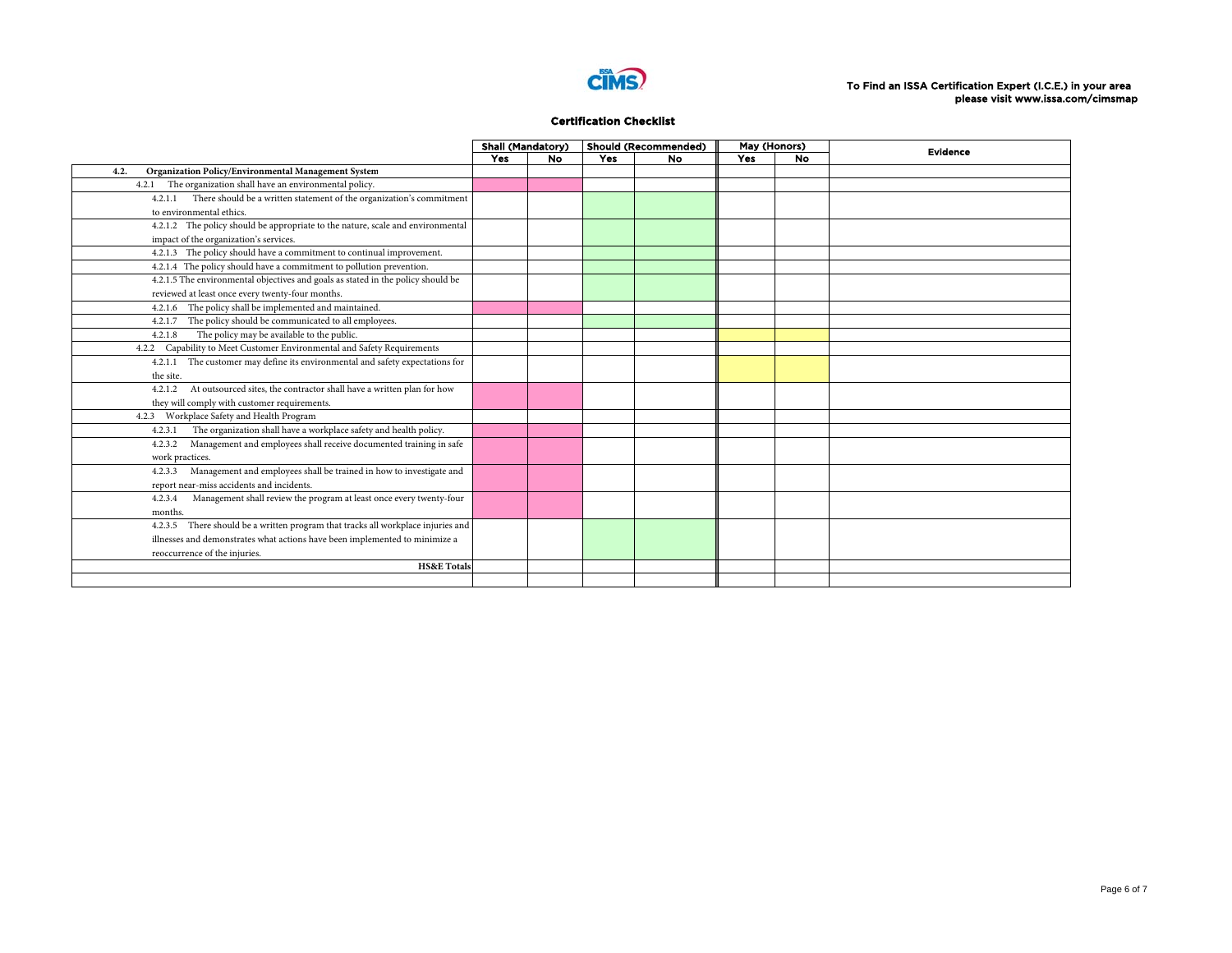To Find an ISSA Certification Expert (I.C.E.) in your area please visit www.issa.com/cimsmap

## Certification Checklist

| | Shall (Mandatory) | | Should (Recommended) | | May (Honors) | | Evidence |
|---|---|---|---|---|---|---|---|
| | Yes | No | Yes | No | Yes | No | |
| **4.2. Organization Policy/Environmental Management System** | | | | | | | |
| 4.2.1 The organization shall have an environmental policy. | | | | | | | |
| 4.2.1.1 There should be a written statement of the organization's commitment to environmental ethics. | | | | | | | |
| 4.2.1.2 The policy should be appropriate to the nature, scale and environmental impact of the organization's services. | | | | | | | |
| 4.2.1.3 The policy should have a commitment to continual improvement. | | | | | | | |
| 4.2.1.4 The policy should have a commitment to pollution prevention. | | | | | | | |
| 4.2.1.5 The environmental objectives and goals as stated in the policy should be reviewed at least once every twenty-four months. | | | | | | | |
| 4.2.1.6 The policy shall be implemented and maintained. | | | | | | | |
| 4.2.1.7 The policy should be communicated to all employees. | | | | | | | |
| 4.2.1.8 The policy may be available to the public. | | | | | | | |
| 4.2.2 Capability to Meet Customer Environmental and Safety Requirements | | | | | | | |
| 4.2.1.1 The customer may define its environmental and safety expectations for the site. | | | | | | | |
| 4.2.1.2 At outsourced sites, the contractor shall have a written plan for how they will comply with customer requirements. | | | | | | | |
| 4.2.3 Workplace Safety and Health Program | | | | | | | |
| 4.2.3.1 The organization shall have a workplace safety and health policy. | | | | | | | |
| 4.2.3.2 Management and employees shall receive documented training in safe work practices. | | | | | | | |
| 4.2.3.3 Management and employees shall be trained in how to investigate and report near-miss accidents and incidents. | | | | | | | |
| 4.2.3.4 Management shall review the program at least once every twenty-four months. | | | | | | | |
| 4.2.3.5 There should be a written program that tracks all workplace injuries and illnesses and demonstrates what actions have been implemented to minimize a reoccurrence of the injuries. | | | | | | | |
| **HS&E Totals** | | | | | | | |
| | | | | | | | |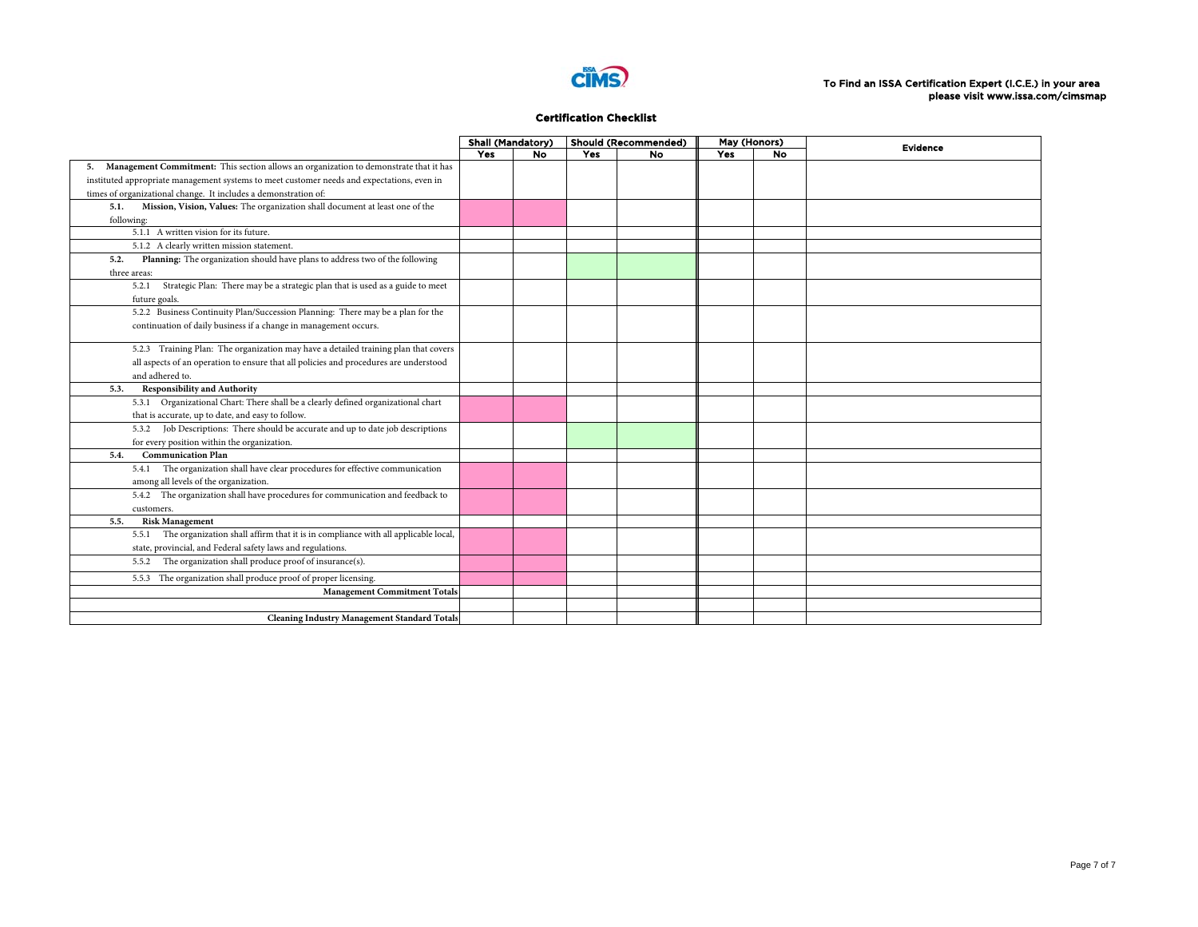To Find an ISSA Certification Expert (I.C.E.) in your area please visit www.issa.com/cimsmap

## Certification Checklist

| | Shall (Mandatory) | | Should (Recommended) | | May (Honors) | | Evidence |
|---|---|---|---|---|---|---|---|
| | Yes | No | Yes | No | Yes | No | |
| **5. Management Commitment:** This section allows an organization to demonstrate that it has instituted appropriate management systems to meet customer needs and expectations, even in times of organizational change. It includes a demonstration of: | | | | | | | |
| **5.1. Mission, Vision, Values:** The organization shall document at least one of the following: | | | | | | | |
| 5.1.1 A written vision for its future. | | | | | | | |
| 5.1.2 A clearly written mission statement. | | | | | | | |
| **5.2. Planning:** The organization should have plans to address two of the following three areas: | | | | | | | |
| 5.2.1 Strategic Plan: There may be a strategic plan that is used as a guide to meet future goals. | | | | | | | |
| 5.2.2 Business Continuity Plan/Succession Planning: There may be a plan for the continuation of daily business if a change in management occurs. | | | | | | | |
| 5.2.3 Training Plan: The organization may have a detailed training plan that covers all aspects of an operation to ensure that all policies and procedures are understood and adhered to. | | | | | | | |
| **5.3. Responsibility and Authority** | | | | | | | |
| 5.3.1 Organizational Chart: There shall be a clearly defined organizational chart that is accurate, up to date, and easy to follow. | | | | | | | |
| 5.3.2 Job Descriptions: There should be accurate and up to date job descriptions for every position within the organization. | | | | | | | |
| **5.4. Communication Plan** | | | | | | | |
| 5.4.1 The organization shall have clear procedures for effective communication among all levels of the organization. | | | | | | | |
| 5.4.2 The organization shall have procedures for communication and feedback to customers. | | | | | | | |
| **5.5. Risk Management** | | | | | | | |
| 5.5.1 The organization shall affirm that it is in compliance with all applicable local, state, provincial, and Federal safety laws and regulations. | | | | | | | |
| 5.5.2 The organization shall produce proof of insurance(s). | | | | | | | |
| 5.5.3 The organization shall produce proof of proper licensing. | | | | | | | |
| **Management Commitment Totals** | | | | | | | |
| | | | | | | | |
| **Cleaning Industry Management Standard Totals** | | | | | | | |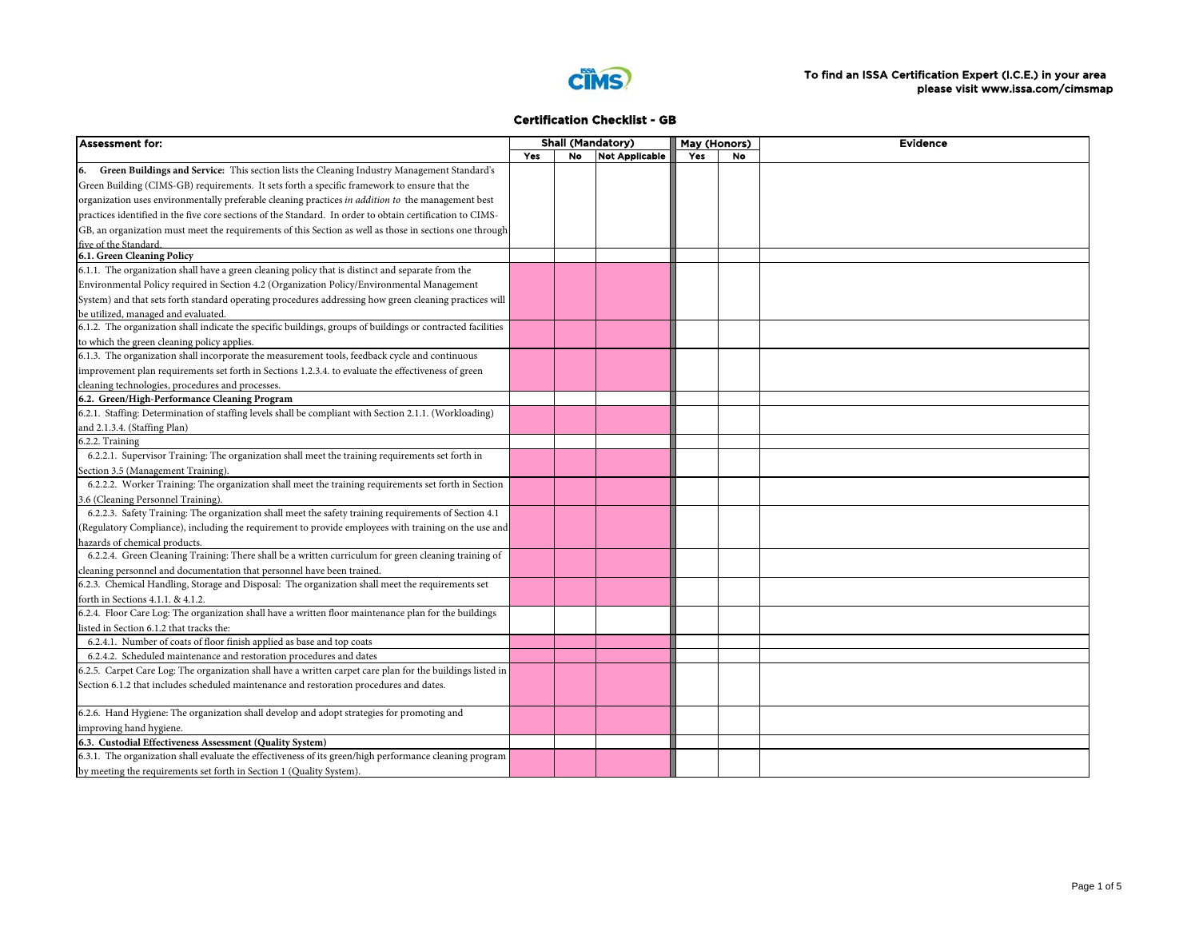To find an ISSA Certification Expert (I.C.E.) in your area please visit www.issa.com/cimsmap

## Certification Checklist - GB

| Assessment for: | Shall (Mandatory) | | | May (Honors) | | Evidence |
|---|---|---|---|---|---|---|
| | Yes | No | Not Applicable | Yes | No | |
| **6. Green Buildings and Service:** This section lists the Cleaning Industry Management Standard's Green Building (CIMS-GB) requirements. It sets forth a specific framework to ensure that the organization uses environmentally preferable cleaning practices *in addition to* the management best practices identified in the five core sections of the Standard. In order to obtain certification to CIMS-GB, an organization must meet the requirements of this Section as well as those in sections one through five of the Standard. | | | | | | |
| **6.1. Green Cleaning Policy** | | | | | | |
| 6.1.1. The organization shall have a green cleaning policy that is distinct and separate from the Environmental Policy required in Section 4.2 (Organization Policy/Environmental Management System) and that sets forth standard operating procedures addressing how green cleaning practices will be utilized, managed and evaluated. | | | | | | |
| 6.1.2. The organization shall indicate the specific buildings, groups of buildings or contracted facilities to which the green cleaning policy applies. | | | | | | |
| 6.1.3. The organization shall incorporate the measurement tools, feedback cycle and continuous improvement plan requirements set forth in Sections 1.2.3.4. to evaluate the effectiveness of green cleaning technologies, procedures and processes. | | | | | | |
| **6.2. Green/High-Performance Cleaning Program** | | | | | | |
| 6.2.1. Staffing: Determination of staffing levels shall be compliant with Section 2.1.1. (Workloading) and 2.1.3.4. (Staffing Plan) | | | | | | |
| 6.2.2. Training | | | | | | |
| 6.2.2.1. Supervisor Training: The organization shall meet the training requirements set forth in Section 3.5 (Management Training). | | | | | | |
| 6.2.2.2. Worker Training: The organization shall meet the training requirements set forth in Section 3.6 (Cleaning Personnel Training). | | | | | | |
| 6.2.2.3. Safety Training: The organization shall meet the safety training requirements of Section 4.1 (Regulatory Compliance), including the requirement to provide employees with training on the use and hazards of chemical products. | | | | | | |
| 6.2.2.4. Green Cleaning Training: There shall be a written curriculum for green cleaning training of cleaning personnel and documentation that personnel have been trained. | | | | | | |
| 6.2.3. Chemical Handling, Storage and Disposal: The organization shall meet the requirements set forth in Sections 4.1.1. & 4.1.2. | | | | | | |
| 6.2.4. Floor Care Log: The organization shall have a written floor maintenance plan for the buildings listed in Section 6.1.2 that tracks the: | | | | | | |
| 6.2.4.1. Number of coats of floor finish applied as base and top coats | | | | | | |
| 6.2.4.2. Scheduled maintenance and restoration procedures and dates | | | | | | |
| 6.2.5. Carpet Care Log: The organization shall have a written carpet care plan for the buildings listed in Section 6.1.2 that includes scheduled maintenance and restoration procedures and dates. | | | | | | |
| 6.2.6. Hand Hygiene: The organization shall develop and adopt strategies for promoting and improving hand hygiene. | | | | | | |
| **6.3. Custodial Effectiveness Assessment (Quality System)** | | | | | | |
| 6.3.1. The organization shall evaluate the effectiveness of its green/high performance cleaning program by meeting the requirements set forth in Section 1 (Quality System). | | | | | | |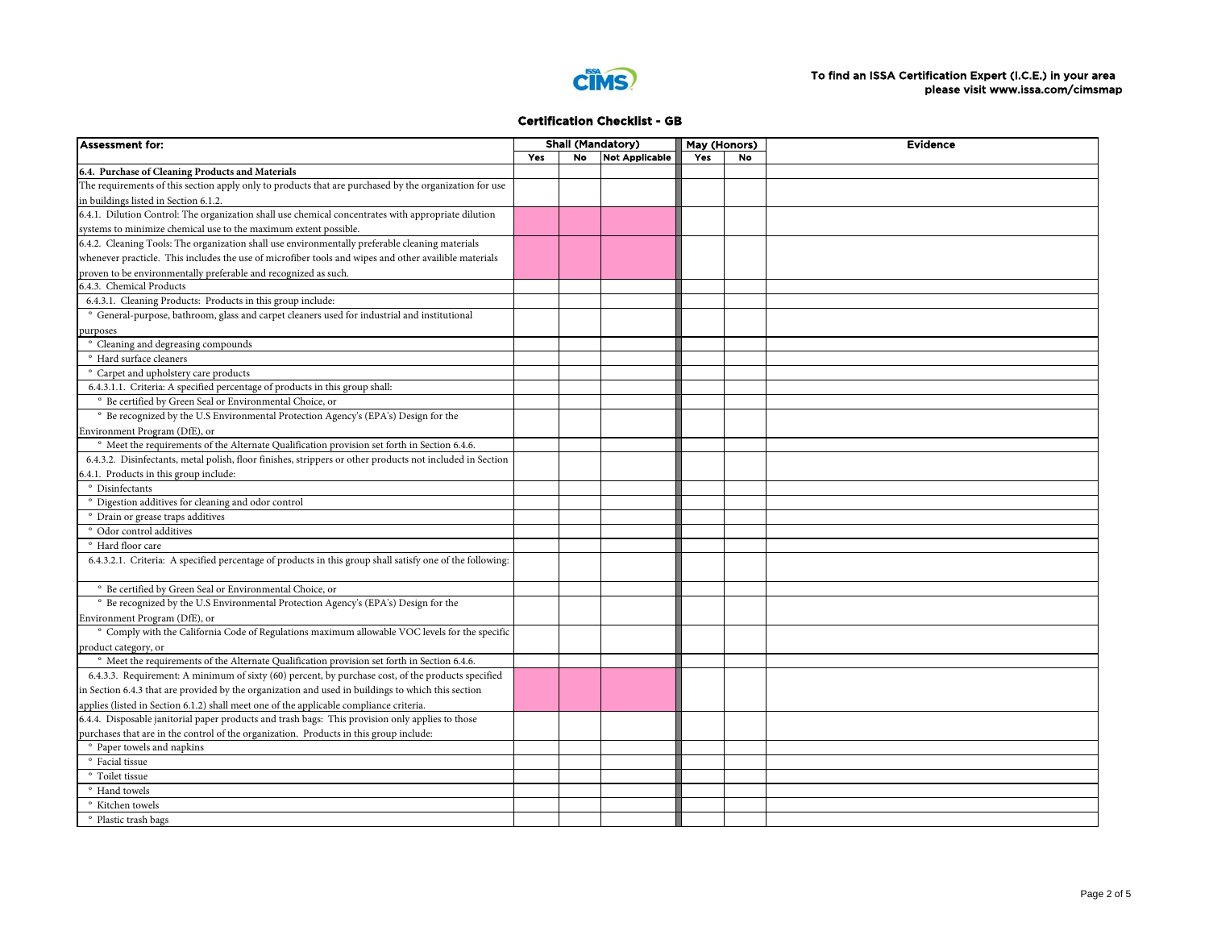To find an ISSA Certification Expert (I.C.E.) in your area please visit www.issa.com/cimsmap

## Certification Checklist - GB

| Assessment for: | Shall (Mandatory) | | | May (Honors) | | Evidence |
|---|---|---|---|---|---|---|
| | Yes | No | Not Applicable | Yes | No | |
| **6.4. Purchase of Cleaning Products and Materials** | | | | | | |
| The requirements of this section apply only to products that are purchased by the organization for use in buildings listed in Section 6.1.2. | | | | | | |
| 6.4.1. Dilution Control: The organization shall use chemical concentrates with appropriate dilution systems to minimize chemical use to the maximum extent possible. | | | | | | |
| 6.4.2. Cleaning Tools: The organization shall use environmentally preferable cleaning materials whenever practicle. This includes the use of microfiber tools and wipes and other availible materials proven to be environmentally preferable and recognized as such. | | | | | | |
| 6.4.3. Chemical Products | | | | | | |
| 6.4.3.1. Cleaning Products: Products in this group include: | | | | | | |
| ° General-purpose, bathroom, glass and carpet cleaners used for industrial and institutional purposes | | | | | | |
| ° Cleaning and degreasing compounds | | | | | | |
| ° Hard surface cleaners | | | | | | |
| ° Carpet and upholstery care products | | | | | | |
| 6.4.3.1.1. Criteria: A specified percentage of products in this group shall: | | | | | | |
| ° Be certified by Green Seal or Environmental Choice, or | | | | | | |
| ° Be recognized by the U.S Environmental Protection Agency's (EPA's) Design for the Environment Program (DfE), or | | | | | | |
| ° Meet the requirements of the Alternate Qualification provision set forth in Section 6.4.6. | | | | | | |
| 6.4.3.2. Disinfectants, metal polish, floor finishes, strippers or other products not included in Section 6.4.1. Products in this group include: | | | | | | |
| ° Disinfectants | | | | | | |
| ° Digestion additives for cleaning and odor control | | | | | | |
| ° Drain or grease traps additives | | | | | | |
| ° Odor control additives | | | | | | |
| ° Hard floor care | | | | | | |
| 6.4.3.2.1. Criteria: A specified percentage of products in this group shall satisfy one of the following: | | | | | | |
| ° Be certified by Green Seal or Environmental Choice, or | | | | | | |
| ° Be recognized by the U.S Environmental Protection Agency's (EPA's) Design for the Environment Program (DfE), or | | | | | | |
| ° Comply with the California Code of Regulations maximum allowable VOC levels for the specific product category, or | | | | | | |
| ° Meet the requirements of the Alternate Qualification provision set forth in Section 6.4.6. | | | | | | |
| 6.4.3.3. Requirement: A minimum of sixty (60) percent, by purchase cost, of the products specified in Section 6.4.3 that are provided by the organization and used in buildings to which this section applies (listed in Section 6.1.2) shall meet one of the applicable compliance criteria. | | | | | | |
| 6.4.4. Disposable janitorial paper products and trash bags: This provision only applies to those purchases that are in the control of the organization. Products in this group include: | | | | | | |
| ° Paper towels and napkins | | | | | | |
| ° Facial tissue | | | | | | |
| ° Toilet tissue | | | | | | |
| ° Hand towels | | | | | | |
| ° Kitchen towels | | | | | | |
| ° Plastic trash bags | | | | | | |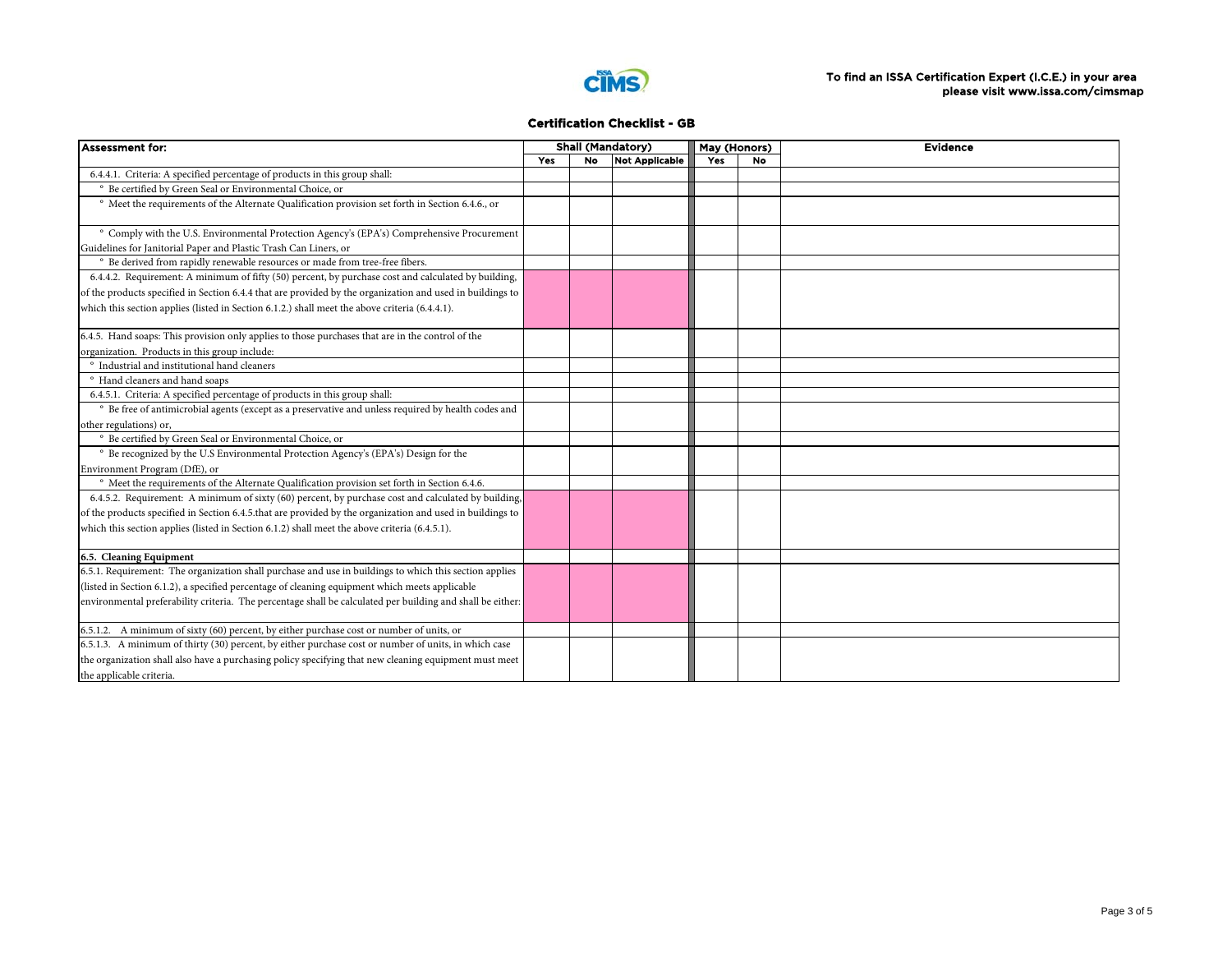To find an ISSA Certification Expert (I.C.E.) in your area please visit www.issa.com/cimsmap

## Certification Checklist - GB

| Assessment for: | Shall (Mandatory) | | | May (Honors) | | Evidence |
|---|---|---|---|---|---|---|
| | Yes | No | Not Applicable | Yes | No | |
| 6.4.4.1. Criteria: A specified percentage of products in this group shall: | | | | | | |
| ° Be certified by Green Seal or Environmental Choice, or | | | | | | |
| ° Meet the requirements of the Alternate Qualification provision set forth in Section 6.4.6., or | | | | | | |
| ° Comply with the U.S. Environmental Protection Agency's (EPA's) Comprehensive Procurement Guidelines for Janitorial Paper and Plastic Trash Can Liners, or | | | | | | |
| ° Be derived from rapidly renewable resources or made from tree-free fibers. | | | | | | |
| 6.4.4.2. Requirement: A minimum of fifty (50) percent, by purchase cost and calculated by building, of the products specified in Section 6.4.4 that are provided by the organization and used in buildings to which this section applies (listed in Section 6.1.2.) shall meet the above criteria (6.4.4.1). | | | | | | |
| 6.4.5. Hand soaps: This provision only applies to those purchases that are in the control of the organization. Products in this group include: | | | | | | |
| ° Industrial and institutional hand cleaners | | | | | | |
| ° Hand cleaners and hand soaps | | | | | | |
| 6.4.5.1. Criteria: A specified percentage of products in this group shall: | | | | | | |
| ° Be free of antimicrobial agents (except as a preservative and unless required by health codes and other regulations) or, | | | | | | |
| ° Be certified by Green Seal or Environmental Choice, or | | | | | | |
| ° Be recognized by the U.S Environmental Protection Agency's (EPA's) Design for the Environment Program (DfE), or | | | | | | |
| ° Meet the requirements of the Alternate Qualification provision set forth in Section 6.4.6. | | | | | | |
| 6.4.5.2. Requirement: A minimum of sixty (60) percent, by purchase cost and calculated by building, of the products specified in Section 6.4.5.that are provided by the organization and used in buildings to which this section applies (listed in Section 6.1.2) shall meet the above criteria (6.4.5.1). | | | | | | |
| **6.5. Cleaning Equipment** | | | | | | |
| 6.5.1. Requirement: The organization shall purchase and use in buildings to which this section applies (listed in Section 6.1.2), a specified percentage of cleaning equipment which meets applicable environmental preferability criteria. The percentage shall be calculated per building and shall be either: | | | | | | |
| 6.5.1.2. A minimum of sixty (60) percent, by either purchase cost or number of units, or | | | | | | |
| 6.5.1.3. A minimum of thirty (30) percent, by either purchase cost or number of units, in which case the organization shall also have a purchasing policy specifying that new cleaning equipment must meet the applicable criteria. | | | | | | |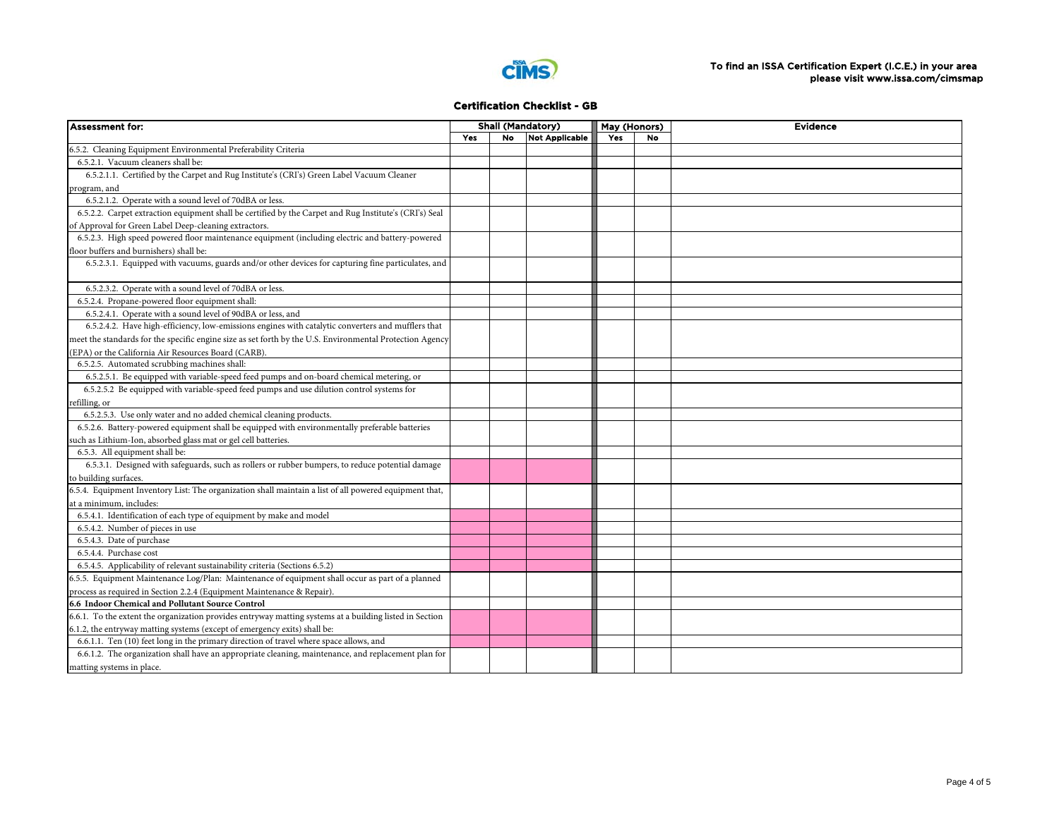To find an ISSA Certification Expert (I.C.E.) in your area please visit www.issa.com/cimsmap

## Certification Checklist - GB

| Assessment for: | Shall (Mandatory) | | | May (Honors) | | Evidence |
|---|---|---|---|---|---|---|
| | Yes | No | Not Applicable | Yes | No | |
| 6.5.2. Cleaning Equipment Environmental Preferability Criteria | | | | | | |
| 6.5.2.1. Vacuum cleaners shall be: | | | | | | |
| 6.5.2.1.1. Certified by the Carpet and Rug Institute's (CRI's) Green Label Vacuum Cleaner program, and | | | | | | |
| 6.5.2.1.2. Operate with a sound level of 70dBA or less. | | | | | | |
| 6.5.2.2. Carpet extraction equipment shall be certified by the Carpet and Rug Institute's (CRI's) Seal of Approval for Green Label Deep-cleaning extractors. | | | | | | |
| 6.5.2.3. High speed powered floor maintenance equipment (including electric and battery-powered floor buffers and burnishers) shall be: | | | | | | |
| 6.5.2.3.1. Equipped with vacuums, guards and/or other devices for capturing fine particulates, and | | | | | | |
| 6.5.2.3.2. Operate with a sound level of 70dBA or less. | | | | | | |
| 6.5.2.4. Propane-powered floor equipment shall: | | | | | | |
| 6.5.2.4.1. Operate with a sound level of 90dBA or less, and | | | | | | |
| 6.5.2.4.2. Have high-efficiency, low-emissions engines with catalytic converters and mufflers that meet the standards for the specific engine size as set forth by the U.S. Environmental Protection Agency (EPA) or the California Air Resources Board (CARB). | | | | | | |
| 6.5.2.5. Automated scrubbing machines shall: | | | | | | |
| 6.5.2.5.1. Be equipped with variable-speed feed pumps and on-board chemical metering, or | | | | | | |
| 6.5.2.5.2 Be equipped with variable-speed feed pumps and use dilution control systems for refilling, or | | | | | | |
| 6.5.2.5.3. Use only water and no added chemical cleaning products. | | | | | | |
| 6.5.2.6. Battery-powered equipment shall be equipped with environmentally preferable batteries such as Lithium-Ion, absorbed glass mat or gel cell batteries. | | | | | | |
| 6.5.3. All equipment shall be: | | | | | | |
| 6.5.3.1. Designed with safeguards, such as rollers or rubber bumpers, to reduce potential damage to building surfaces. | | | | | | |
| 6.5.4. Equipment Inventory List: The organization shall maintain a list of all powered equipment that, at a minimum, includes: | | | | | | |
| 6.5.4.1. Identification of each type of equipment by make and model | | | | | | |
| 6.5.4.2. Number of pieces in use | | | | | | |
| 6.5.4.3. Date of purchase | | | | | | |
| 6.5.4.4. Purchase cost | | | | | | |
| 6.5.4.5. Applicability of relevant sustainability criteria (Sections 6.5.2) | | | | | | |
| 6.5.5. Equipment Maintenance Log/Plan: Maintenance of equipment shall occur as part of a planned process as required in Section 2.2.4 (Equipment Maintenance & Repair). | | | | | | |
| **6.6 Indoor Chemical and Pollutant Source Control** | | | | | | |
| 6.6.1. To the extent the organization provides entryway matting systems at a building listed in Section 6.1.2, the entryway matting systems (except of emergency exits) shall be: | | | | | | |
| 6.6.1.1. Ten (10) feet long in the primary direction of travel where space allows, and | | | | | | |
| 6.6.1.2. The organization shall have an appropriate cleaning, maintenance, and replacement plan for matting systems in place. | | | | | | |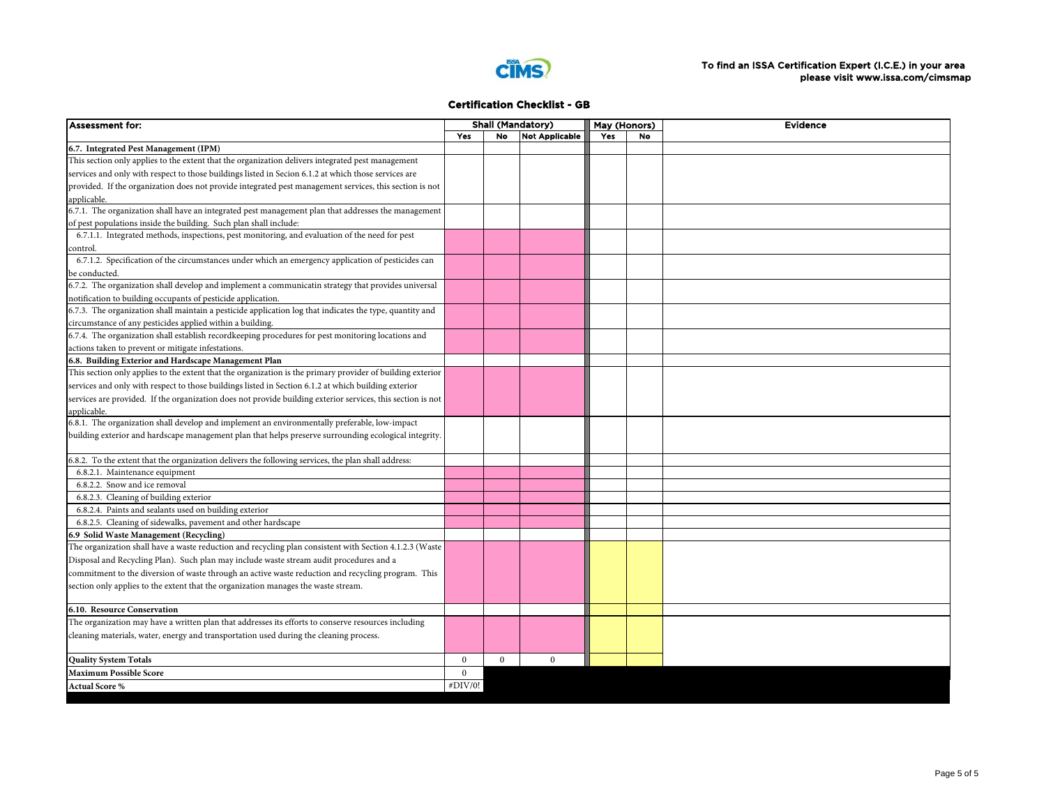To find an ISSA Certification Expert (I.C.E.) in your area please visit www.issa.com/cimsmap

**Certification Checklist - GB**

| Assessment for: | Shall (Mandatory) | | | May (Honors) | | Evidence |
|---|---|---|---|---|---|---|
| | Yes | No | Not Applicable | Yes | No | |
| **6.7. Integrated Pest Management (IPM)** | | | | | | |
| This section only applies to the extent that the organization delivers integrated pest management services and only with respect to those buildings listed in Secion 6.1.2 at which those services are provided. If the organization does not provide integrated pest management services, this section is not applicable. | | | | | | |
| 6.7.1. The organization shall have an integrated pest management plan that addresses the management of pest populations inside the building. Such plan shall include: | | | | | | |
| 6.7.1.1. Integrated methods, inspections, pest monitoring, and evaluation of the need for pest control. | | | | | | |
| 6.7.1.2. Specification of the circumstances under which an emergency application of pesticides can be conducted. | | | | | | |
| 6.7.2. The organization shall develop and implement a communicatin strategy that provides universal notification to building occupants of pesticide application. | | | | | | |
| 6.7.3. The organization shall maintain a pesticide application log that indicates the type, quantity and circumstance of any pesticides applied within a building. | | | | | | |
| 6.7.4. The organization shall establish recordkeeping procedures for pest monitoring locations and actions taken to prevent or mitigate infestations. | | | | | | |
| **6.8. Building Exterior and Hardscape Management Plan** | | | | | | |
| This section only applies to the extent that the organization is the primary provider of building exterior services and only with respect to those buildings listed in Section 6.1.2 at which building exterior services are provided. If the organization does not provide building exterior services, this section is not applicable. | | | | | | |
| 6.8.1. The organization shall develop and implement an environmentally preferable, low-impact building exterior and hardscape management plan that helps preserve surrounding ecological integrity. | | | | | | |
| 6.8.2. To the extent that the organization delivers the following services, the plan shall address: | | | | | | |
| 6.8.2.1. Maintenance equipment | | | | | | |
| 6.8.2.2. Snow and ice removal | | | | | | |
| 6.8.2.3. Cleaning of building exterior | | | | | | |
| 6.8.2.4. Paints and sealants used on building exterior | | | | | | |
| 6.8.2.5. Cleaning of sidewalks, pavement and other hardscape | | | | | | |
| **6.9 Solid Waste Management (Recycling)** | | | | | | |
| The organization shall have a waste reduction and recycling plan consistent with Section 4.1.2.3 (Waste Disposal and Recycling Plan). Such plan may include waste stream audit procedures and a commitment to the diversion of waste through an active waste reduction and recycling program. This section only applies to the extent that the organization manages the waste stream. | | | | | | |
| **6.10. Resource Conservation** | | | | | | |
| The organization may have a written plan that addresses its efforts to conserve resources including cleaning materials, water, energy and transportation used during the cleaning process. | | | | | | |
| **Quality System Totals** | 0 | 0 | 0 | | | |
| **Maximum Possible Score** | 0 | | | | | |
| **Actual Score %** | #DIV/0! | | | | | |